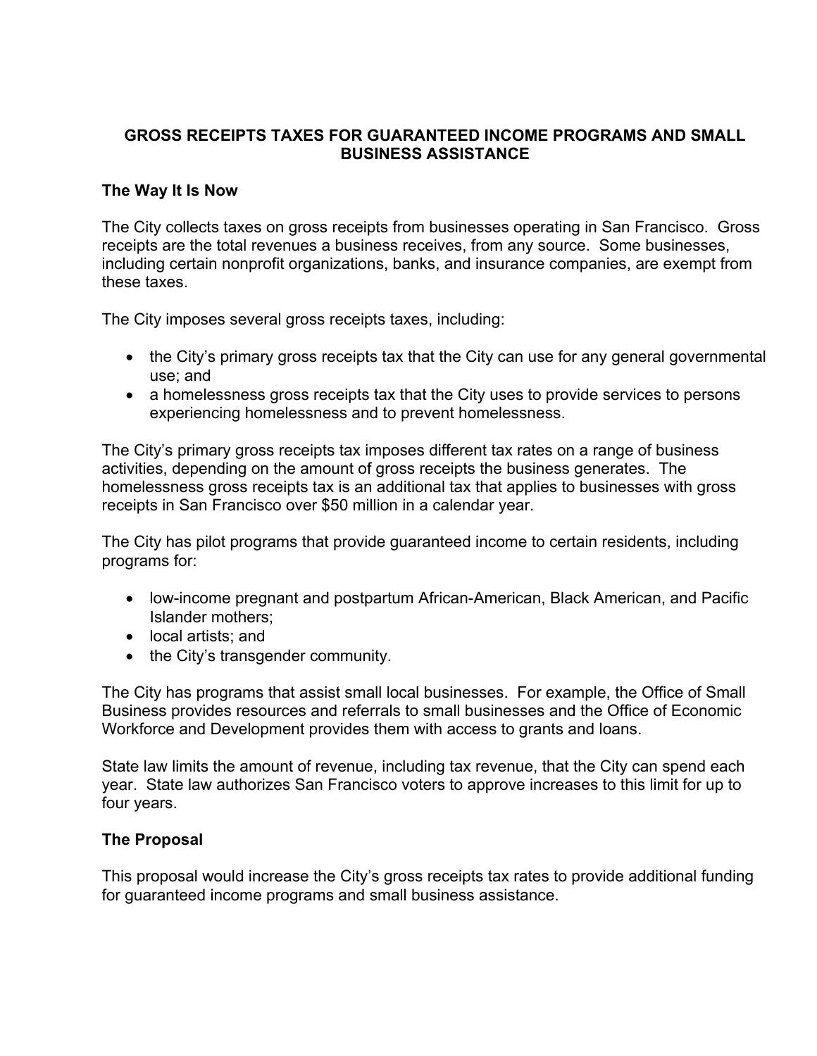# GROSS RECEIPTS TAXES FOR GUARANTEED INCOME PROGRAMS AND SMALL BUSINESS ASSISTANCE

## The Way It Is Now

The City collects taxes on gross receipts from businesses operating in San Francisco. Gross receipts are the total revenues a business receives, from any source. Some businesses, including certain nonprofit organizations, banks, and insurance companies, are exempt from these taxes.

The City imposes several gross receipts taxes, including:

- the City's primary gross receipts tax that the City can use for any general governmental use; and
- a homelessness gross receipts tax that the City uses to provide services to persons experiencing homelessness and to prevent homelessness.

The City's primary gross receipts tax imposes different tax rates on a range of business activities, depending on the amount of gross receipts the business generates. The homelessness gross receipts tax is an additional tax that applies to businesses with gross receipts in San Francisco over $50 million in a calendar year.

The City has pilot programs that provide guaranteed income to certain residents, including programs for:

- low-income pregnant and postpartum African-American, Black American, and Pacific Islander mothers;
- local artists; and
- the City's transgender community.

The City has programs that assist small local businesses. For example, the Office of Small Business provides resources and referrals to small businesses and the Office of Economic Workforce and Development provides them with access to grants and loans.

State law limits the amount of revenue, including tax revenue, that the City can spend each year. State law authorizes San Francisco voters to approve increases to this limit for up to four years.

## The Proposal

This proposal would increase the City's gross receipts tax rates to provide additional funding for guaranteed income programs and small business assistance.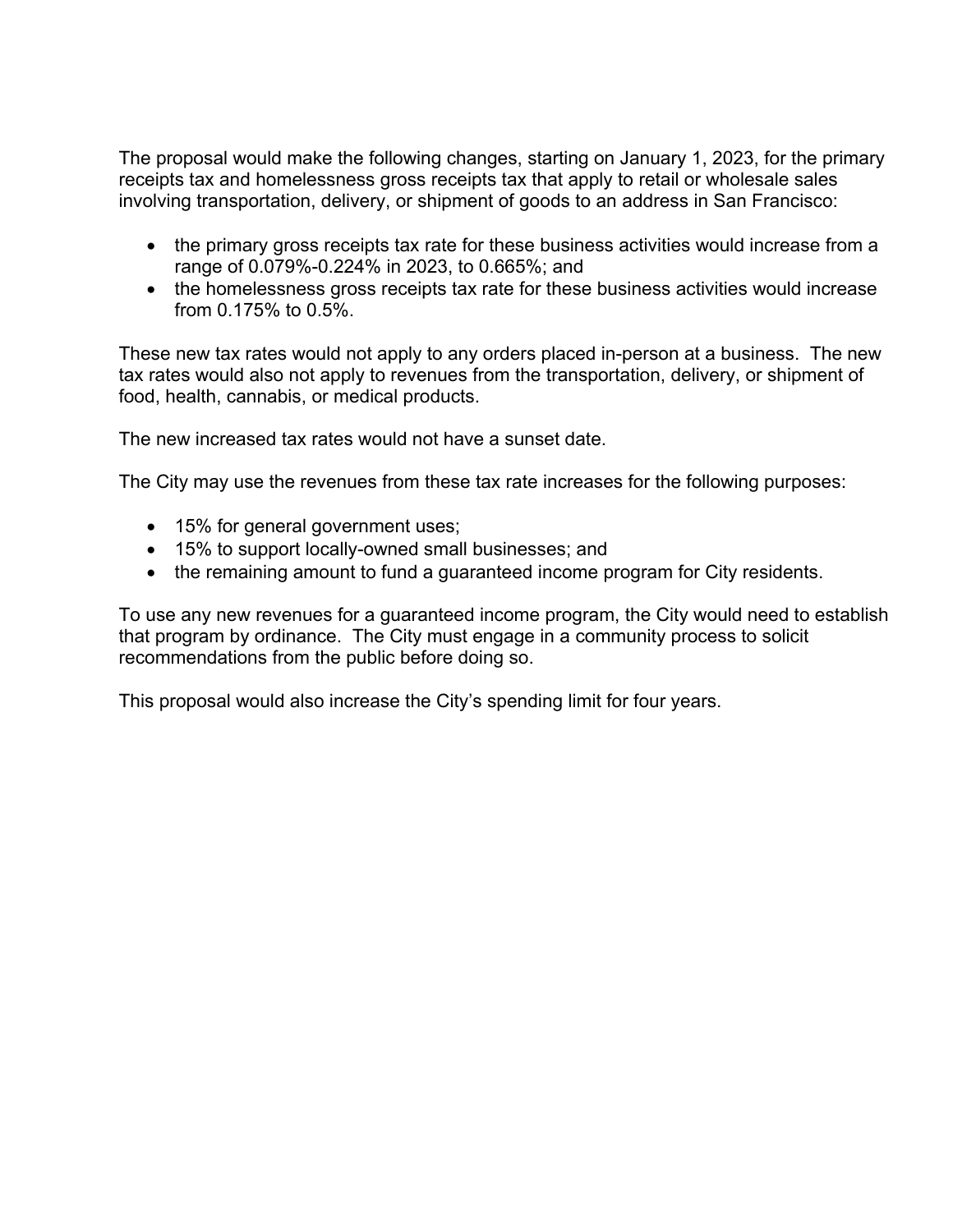The proposal would make the following changes, starting on January 1, 2023, for the primary receipts tax and homelessness gross receipts tax that apply to retail or wholesale sales involving transportation, delivery, or shipment of goods to an address in San Francisco:

- the primary gross receipts tax rate for these business activities would increase from a range of 0.079%-0.224% in 2023, to 0.665%; and
- the homelessness gross receipts tax rate for these business activities would increase from 0.175% to 0.5%.

These new tax rates would not apply to any orders placed in-person at a business. The new tax rates would also not apply to revenues from the transportation, delivery, or shipment of food, health, cannabis, or medical products.

The new increased tax rates would not have a sunset date.

The City may use the revenues from these tax rate increases for the following purposes:

- 15% for general government uses;
- 15% to support locally-owned small businesses; and
- the remaining amount to fund a guaranteed income program for City residents.

To use any new revenues for a guaranteed income program, the City would need to establish that program by ordinance. The City must engage in a community process to solicit recommendations from the public before doing so.

This proposal would also increase the City's spending limit for four years.